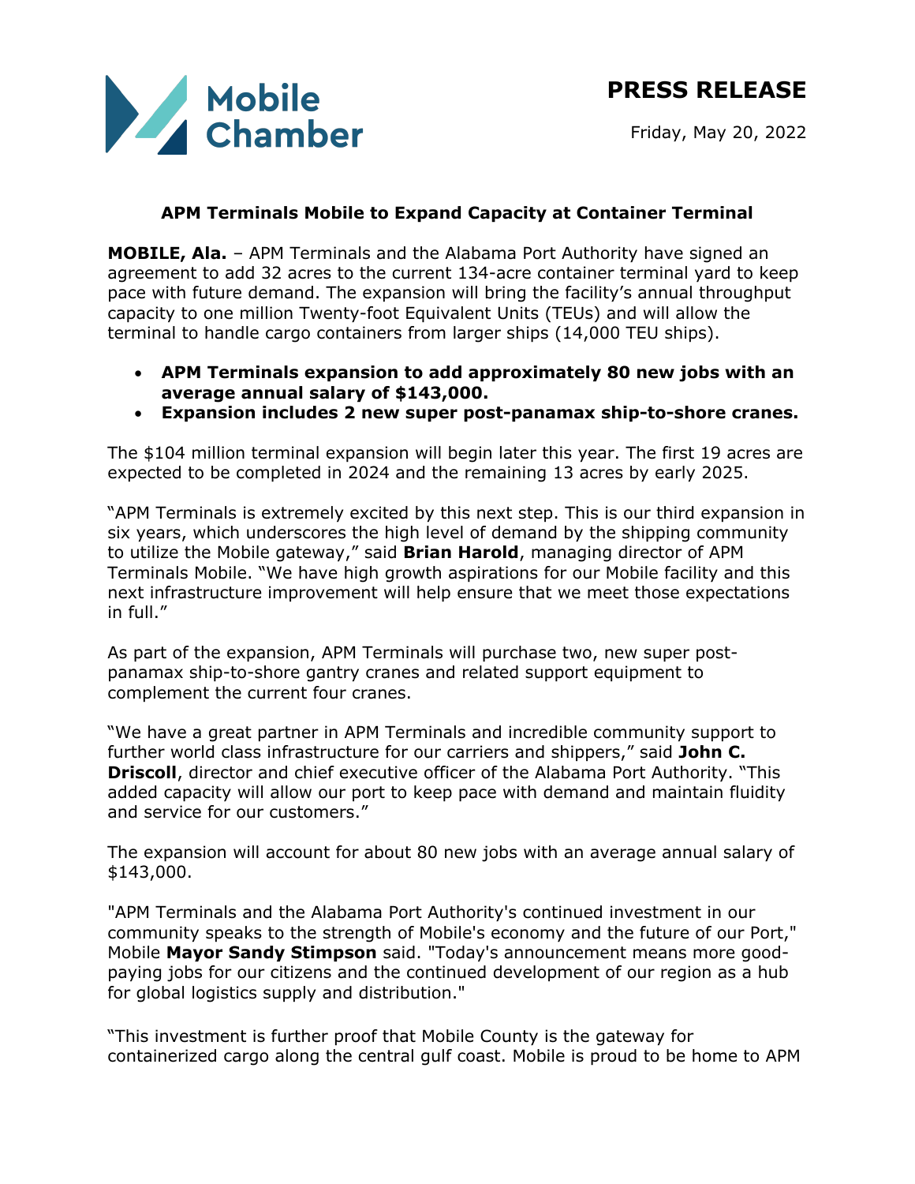Mobile Chamber

# PRESS RELEASE

Friday, May 20, 2022

## APM Terminals Mobile to Expand Capacity at Container Terminal

**MOBILE, Ala.** – APM Terminals and the Alabama Port Authority have signed an agreement to add 32 acres to the current 134-acre container terminal yard to keep pace with future demand. The expansion will bring the facility's annual throughput capacity to one million Twenty-foot Equivalent Units (TEUs) and will allow the terminal to handle cargo containers from larger ships (14,000 TEU ships).

- **APM Terminals expansion to add approximately 80 new jobs with an average annual salary of $143,000.**
- **Expansion includes 2 new super post-panamax ship-to-shore cranes.**

The $104 million terminal expansion will begin later this year. The first 19 acres are expected to be completed in 2024 and the remaining 13 acres by early 2025.

"APM Terminals is extremely excited by this next step. This is our third expansion in six years, which underscores the high level of demand by the shipping community to utilize the Mobile gateway," said **Brian Harold**, managing director of APM Terminals Mobile. "We have high growth aspirations for our Mobile facility and this next infrastructure improvement will help ensure that we meet those expectations in full."

As part of the expansion, APM Terminals will purchase two, new super post-panamax ship-to-shore gantry cranes and related support equipment to complement the current four cranes.

"We have a great partner in APM Terminals and incredible community support to further world class infrastructure for our carriers and shippers," said **John C. Driscoll**, director and chief executive officer of the Alabama Port Authority. "This added capacity will allow our port to keep pace with demand and maintain fluidity and service for our customers."

The expansion will account for about 80 new jobs with an average annual salary of $143,000.

"APM Terminals and the Alabama Port Authority's continued investment in our community speaks to the strength of Mobile's economy and the future of our Port," Mobile **Mayor Sandy Stimpson** said. "Today's announcement means more good-paying jobs for our citizens and the continued development of our region as a hub for global logistics supply and distribution."

"This investment is further proof that Mobile County is the gateway for containerized cargo along the central gulf coast. Mobile is proud to be home to APM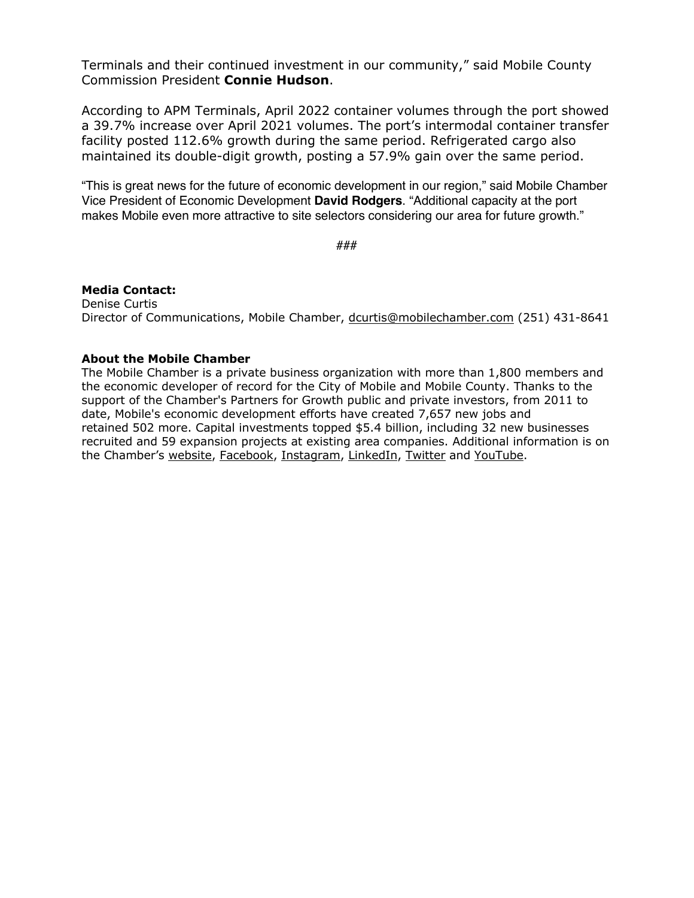Terminals and their continued investment in our community," said Mobile County Commission President **Connie Hudson**.

According to APM Terminals, April 2022 container volumes through the port showed a 39.7% increase over April 2021 volumes. The port's intermodal container transfer facility posted 112.6% growth during the same period. Refrigerated cargo also maintained its double-digit growth, posting a 57.9% gain over the same period.

"This is great news for the future of economic development in our region," said Mobile Chamber Vice President of Economic Development **David Rodgers**. "Additional capacity at the port makes Mobile even more attractive to site selectors considering our area for future growth."

###

**Media Contact:**
Denise Curtis
Director of Communications, Mobile Chamber, dcurtis@mobilechamber.com (251) 431-8641

**About the Mobile Chamber**
The Mobile Chamber is a private business organization with more than 1,800 members and the economic developer of record for the City of Mobile and Mobile County. Thanks to the support of the Chamber's Partners for Growth public and private investors, from 2011 to date, Mobile's economic development efforts have created 7,657 new jobs and retained 502 more. Capital investments topped $5.4 billion, including 32 new businesses recruited and 59 expansion projects at existing area companies. Additional information is on the Chamber's website, Facebook, Instagram, LinkedIn, Twitter and YouTube.